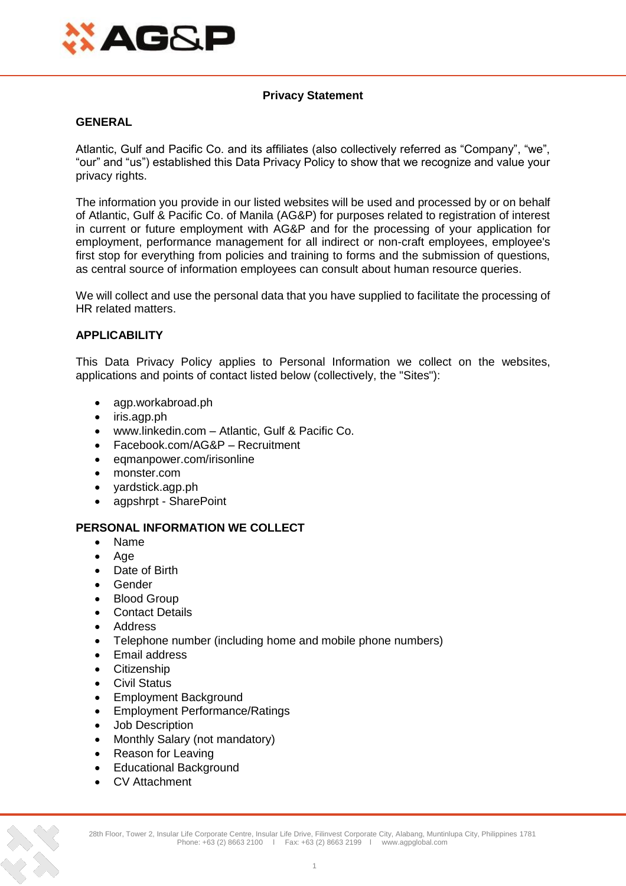# Privacy Statement

## GENERAL

Atlantic, Gulf and Pacific Co. and its affiliates (also collectively referred as "Company", "we", "our" and "us") established this Data Privacy Policy to show that we recognize and value your privacy rights.

The information you provide in our listed websites will be used and processed by or on behalf of Atlantic, Gulf & Pacific Co. of Manila (AG&P) for purposes related to registration of interest in current or future employment with AG&P and for the processing of your application for employment, performance management for all indirect or non-craft employees, employee's first stop for everything from policies and training to forms and the submission of questions, as central source of information employees can consult about human resource queries.

We will collect and use the personal data that you have supplied to facilitate the processing of HR related matters.

## APPLICABILITY

This Data Privacy Policy applies to Personal Information we collect on the websites, applications and points of contact listed below (collectively, the "Sites"):

- agp.workabroad.ph
- iris.agp.ph
- www.linkedin.com – Atlantic, Gulf & Pacific Co.
- Facebook.com/AG&P – Recruitment
- eqmanpower.com/irisonline
- monster.com
- yardstick.agp.ph
- agpshrpt - SharePoint

## PERSONAL INFORMATION WE COLLECT

- Name
- Age
- Date of Birth
- Gender
- Blood Group
- Contact Details
- Address
- Telephone number (including home and mobile phone numbers)
- Email address
- Citizenship
- Civil Status
- Employment Background
- Employment Performance/Ratings
- Job Description
- Monthly Salary (not mandatory)
- Reason for Leaving
- Educational Background
- CV Attachment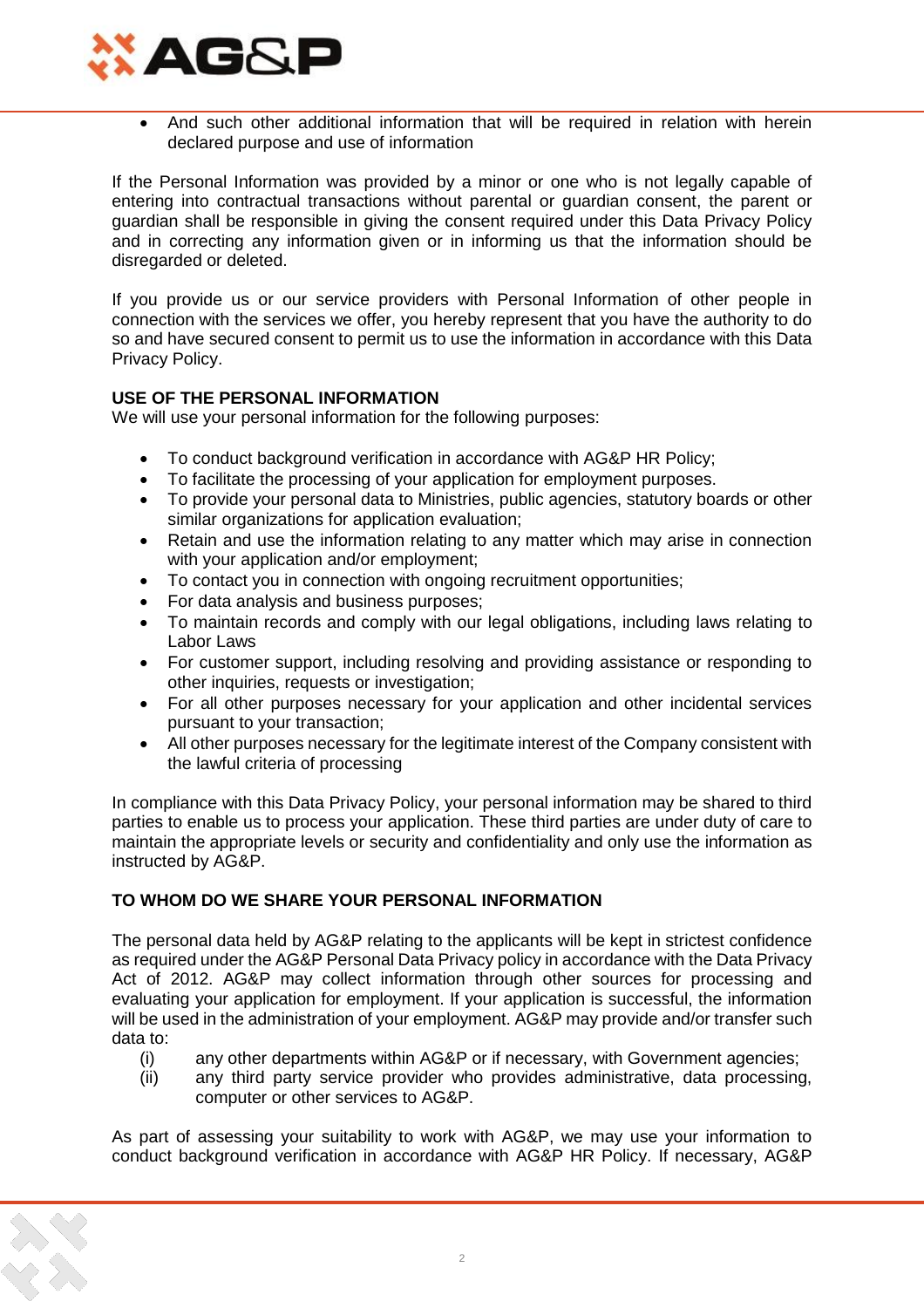- And such other additional information that will be required in relation with herein declared purpose and use of information

If the Personal Information was provided by a minor or one who is not legally capable of entering into contractual transactions without parental or guardian consent, the parent or guardian shall be responsible in giving the consent required under this Data Privacy Policy and in correcting any information given or in informing us that the information should be disregarded or deleted.

If you provide us or our service providers with Personal Information of other people in connection with the services we offer, you hereby represent that you have the authority to do so and have secured consent to permit us to use the information in accordance with this Data Privacy Policy.

**USE OF THE PERSONAL INFORMATION**

We will use your personal information for the following purposes:

- To conduct background verification in accordance with AG&P HR Policy;
- To facilitate the processing of your application for employment purposes.
- To provide your personal data to Ministries, public agencies, statutory boards or other similar organizations for application evaluation;
- Retain and use the information relating to any matter which may arise in connection with your application and/or employment;
- To contact you in connection with ongoing recruitment opportunities;
- For data analysis and business purposes;
- To maintain records and comply with our legal obligations, including laws relating to Labor Laws
- For customer support, including resolving and providing assistance or responding to other inquiries, requests or investigation;
- For all other purposes necessary for your application and other incidental services pursuant to your transaction;
- All other purposes necessary for the legitimate interest of the Company consistent with the lawful criteria of processing

In compliance with this Data Privacy Policy, your personal information may be shared to third parties to enable us to process your application. These third parties are under duty of care to maintain the appropriate levels or security and confidentiality and only use the information as instructed by AG&P.

**TO WHOM DO WE SHARE YOUR PERSONAL INFORMATION**

The personal data held by AG&P relating to the applicants will be kept in strictest confidence as required under the AG&P Personal Data Privacy policy in accordance with the Data Privacy Act of 2012. AG&P may collect information through other sources for processing and evaluating your application for employment. If your application is successful, the information will be used in the administration of your employment. AG&P may provide and/or transfer such data to:

(i) any other departments within AG&P or if necessary, with Government agencies;

(ii) any third party service provider who provides administrative, data processing, computer or other services to AG&P.

As part of assessing your suitability to work with AG&P, we may use your information to conduct background verification in accordance with AG&P HR Policy. If necessary, AG&P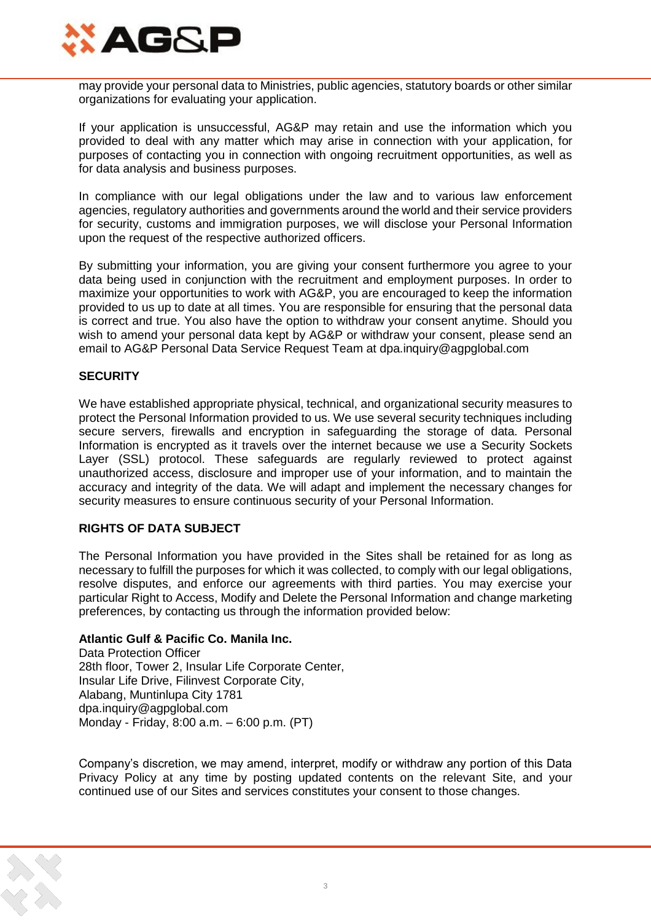may provide your personal data to Ministries, public agencies, statutory boards or other similar organizations for evaluating your application.

If your application is unsuccessful, AG&P may retain and use the information which you provided to deal with any matter which may arise in connection with your application, for purposes of contacting you in connection with ongoing recruitment opportunities, as well as for data analysis and business purposes.

In compliance with our legal obligations under the law and to various law enforcement agencies, regulatory authorities and governments around the world and their service providers for security, customs and immigration purposes, we will disclose your Personal Information upon the request of the respective authorized officers.

By submitting your information, you are giving your consent furthermore you agree to your data being used in conjunction with the recruitment and employment purposes. In order to maximize your opportunities to work with AG&P, you are encouraged to keep the information provided to us up to date at all times. You are responsible for ensuring that the personal data is correct and true. You also have the option to withdraw your consent anytime. Should you wish to amend your personal data kept by AG&P or withdraw your consent, please send an email to AG&P Personal Data Service Request Team at dpa.inquiry@agpglobal.com

**SECURITY**

We have established appropriate physical, technical, and organizational security measures to protect the Personal Information provided to us. We use several security techniques including secure servers, firewalls and encryption in safeguarding the storage of data. Personal Information is encrypted as it travels over the internet because we use a Security Sockets Layer (SSL) protocol. These safeguards are regularly reviewed to protect against unauthorized access, disclosure and improper use of your information, and to maintain the accuracy and integrity of the data. We will adapt and implement the necessary changes for security measures to ensure continuous security of your Personal Information.

**RIGHTS OF DATA SUBJECT**

The Personal Information you have provided in the Sites shall be retained for as long as necessary to fulfill the purposes for which it was collected, to comply with our legal obligations, resolve disputes, and enforce our agreements with third parties. You may exercise your particular Right to Access, Modify and Delete the Personal Information and change marketing preferences, by contacting us through the information provided below:

**Atlantic Gulf & Pacific Co. Manila Inc.**
Data Protection Officer
28th floor, Tower 2, Insular Life Corporate Center,
Insular Life Drive, Filinvest Corporate City,
Alabang, Muntinlupa City 1781
dpa.inquiry@agpglobal.com
Monday - Friday, 8:00 a.m. – 6:00 p.m. (PT)

Company's discretion, we may amend, interpret, modify or withdraw any portion of this Data Privacy Policy at any time by posting updated contents on the relevant Site, and your continued use of our Sites and services constitutes your consent to those changes.